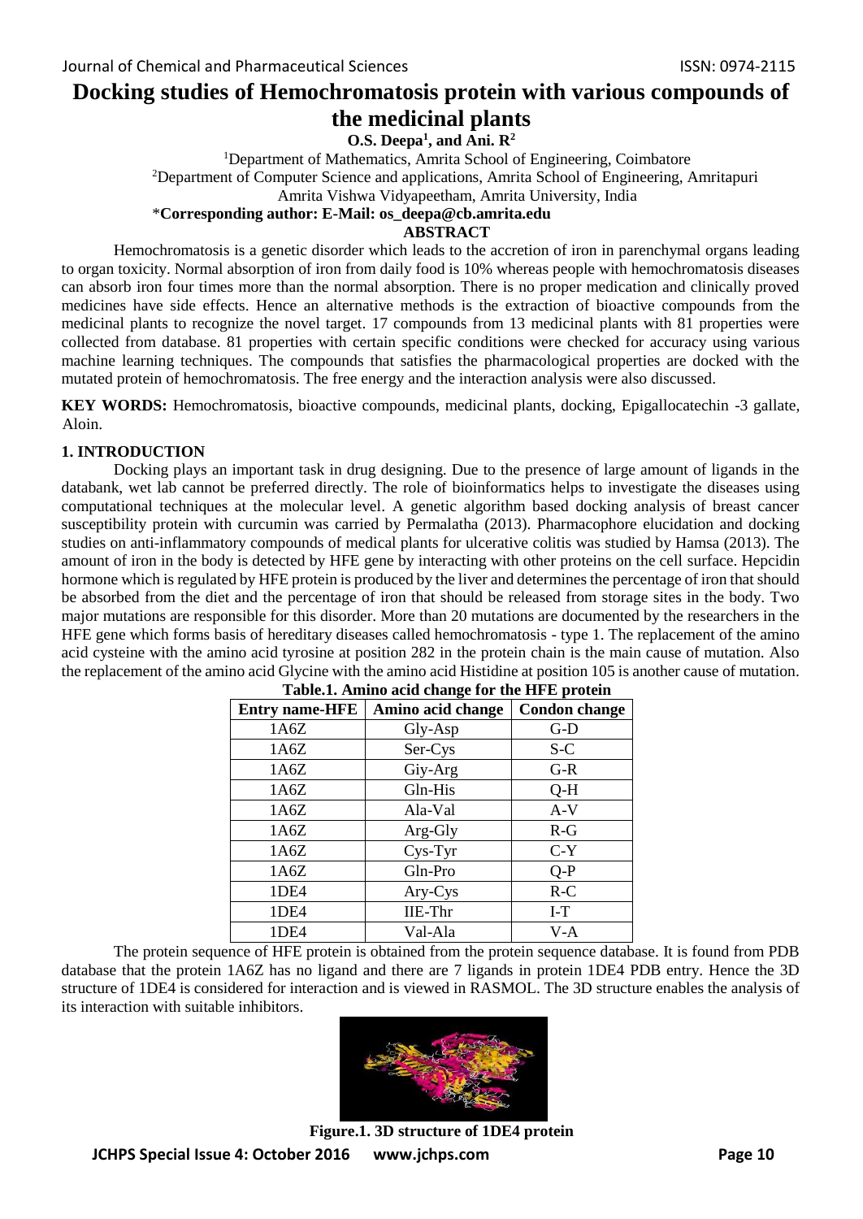# Docking studies of Hemochromatosis protein with various compounds of the medicinal plants

**O.S. Deepa[1], and Ani. R[2]**

[1]Department of Mathematics, Amrita School of Engineering, Coimbatore

[2]Department of Computer Science and applications, Amrita School of Engineering, Amritapuri

Amrita Vishwa Vidyapeetham, Amrita University, India

\***Corresponding author: E-Mail: os_deepa@cb.amrita.edu**

## ABSTRACT

Hemochromatosis is a genetic disorder which leads to the accretion of iron in parenchymal organs leading to organ toxicity. Normal absorption of iron from daily food is 10% whereas people with hemochromatosis diseases can absorb iron four times more than the normal absorption. There is no proper medication and clinically proved medicines have side effects. Hence an alternative methods is the extraction of bioactive compounds from the medicinal plants to recognize the novel target. 17 compounds from 13 medicinal plants with 81 properties were collected from database. 81 properties with certain specific conditions were checked for accuracy using various machine learning techniques. The compounds that satisfies the pharmacological properties are docked with the mutated protein of hemochromatosis. The free energy and the interaction analysis were also discussed.

**KEY WORDS:** Hemochromatosis, bioactive compounds, medicinal plants, docking, Epigallocatechin -3 gallate, Aloin.

## 1. INTRODUCTION

Docking plays an important task in drug designing. Due to the presence of large amount of ligands in the databank, wet lab cannot be preferred directly. The role of bioinformatics helps to investigate the diseases using computational techniques at the molecular level. A genetic algorithm based docking analysis of breast cancer susceptibility protein with curcumin was carried by Permalatha (2013). Pharmacophore elucidation and docking studies on anti-inflammatory compounds of medical plants for ulcerative colitis was studied by Hamsa (2013). The amount of iron in the body is detected by HFE gene by interacting with other proteins on the cell surface. Hepcidin hormone which is regulated by HFE protein is produced by the liver and determines the percentage of iron that should be absorbed from the diet and the percentage of iron that should be released from storage sites in the body. Two major mutations are responsible for this disorder. More than 20 mutations are documented by the researchers in the HFE gene which forms basis of hereditary diseases called hemochromatosis - type 1. The replacement of the amino acid cysteine with the amino acid tyrosine at position 282 in the protein chain is the main cause of mutation. Also the replacement of the amino acid Glycine with the amino acid Histidine at position 105 is another cause of mutation.

**Table.1. Amino acid change for the HFE protein**

| Entry name-HFE | Amino acid change | Condon change |
|---|---|---|
| 1A6Z | Gly-Asp | G-D |
| 1A6Z | Ser-Cys | S-C |
| 1A6Z | Giy-Arg | G-R |
| 1A6Z | Gln-His | Q-H |
| 1A6Z | Ala-Val | A-V |
| 1A6Z | Arg-Gly | R-G |
| 1A6Z | Cys-Tyr | C-Y |
| 1A6Z | Gln-Pro | Q-P |
| 1DE4 | Ary-Cys | R-C |
| 1DE4 | IIE-Thr | I-T |
| 1DE4 | Val-Ala | V-A |

The protein sequence of HFE protein is obtained from the protein sequence database. It is found from PDB database that the protein 1A6Z has no ligand and there are 7 ligands in protein 1DE4 PDB entry. Hence the 3D structure of 1DE4 is considered for interaction and is viewed in RASMOL. The 3D structure enables the analysis of its interaction with suitable inhibitors.

**Figure.1. 3D structure of 1DE4 protein**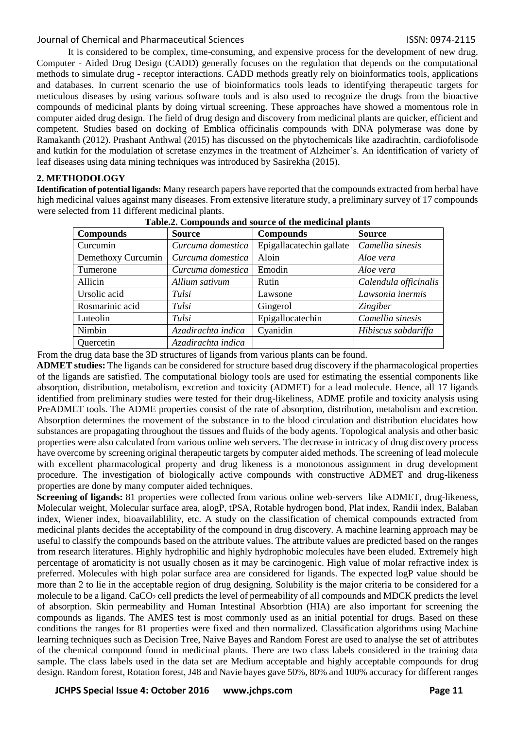It is considered to be complex, time-consuming, and expensive process for the development of new drug. Computer - Aided Drug Design (CADD) generally focuses on the regulation that depends on the computational methods to simulate drug - receptor interactions. CADD methods greatly rely on bioinformatics tools, applications and databases. In current scenario the use of bioinformatics tools leads to identifying therapeutic targets for meticulous diseases by using various software tools and is also used to recognize the drugs from the bioactive compounds of medicinal plants by doing virtual screening. These approaches have showed a momentous role in computer aided drug design. The field of drug design and discovery from medicinal plants are quicker, efficient and competent. Studies based on docking of Emblica officinalis compounds with DNA polymerase was done by Ramakanth (2012). Prashant Anthwal (2015) has discussed on the phytochemicals like azadirachtin, cardiofolisode and kutkin for the modulation of scretase enzymes in the treatment of Alzheimer's. An identification of variety of leaf diseases using data mining techniques was introduced by Sasirekha (2015).

## 2. METHODOLOGY

**Identification of potential ligands:** Many research papers have reported that the compounds extracted from herbal have high medicinal values against many diseases. From extensive literature study, a preliminary survey of 17 compounds were selected from 11 different medicinal plants.

**Table.2. Compounds and source of the medicinal plants**

| Compounds | Source | Compounds | Source |
|---|---|---|---|
| Curcumin | *Curcuma domestica* | Epigallacatechin gallate | *Camellia sinesis* |
| Demethoxy Curcumin | *Curcuma domestica* | Aloin | *Aloe vera* |
| Tumerone | *Curcuma domestica* | Emodin | *Aloe vera* |
| Allicin | *Allium sativum* | Rutin | *Calendula officinalis* |
| Ursolic acid | *Tulsi* | Lawsone | *Lawsonia inermis* |
| Rosmarinic acid | *Tulsi* | Gingerol | *Zingiber* |
| Luteolin | *Tulsi* | Epigallocatechin | *Camellia sinesis* |
| Nimbin | *Azadirachta indica* | Cyanidin | *Hibiscus sabdariffa* |
| Quercetin | *Azadirachta indica* | | |

From the drug data base the 3D structures of ligands from various plants can be found.

**ADMET studies:** The ligands can be considered for structure based drug discovery if the pharmacological properties of the ligands are satisfied. The computational biology tools are used for estimating the essential components like absorption, distribution, metabolism, excretion and toxicity (ADMET) for a lead molecule. Hence, all 17 ligands identified from preliminary studies were tested for their drug-likeliness, ADME profile and toxicity analysis using PreADMET tools. The ADME properties consist of the rate of absorption, distribution, metabolism and excretion. Absorption determines the movement of the substance in to the blood circulation and distribution elucidates how substances are propagating throughout the tissues and fluids of the body agents. Topological analysis and other basic properties were also calculated from various online web servers. The decrease in intricacy of drug discovery process have overcome by screening original therapeutic targets by computer aided methods. The screening of lead molecule with excellent pharmacological property and drug likeness is a monotonous assignment in drug development procedure. The investigation of biologically active compounds with constructive ADMET and drug-likeness properties are done by many computer aided techniques.

**Screening of ligands:** 81 properties were collected from various online web-servers like ADMET, drug-likeness, Molecular weight, Molecular surface area, alogP, tPSA, Rotable hydrogen bond, Plat index, Randii index, Balaban index, Wiener index, bioavailablility, etc. A study on the classification of chemical compounds extracted from medicinal plants decides the acceptability of the compound in drug discovery. A machine learning approach may be useful to classify the compounds based on the attribute values. The attribute values are predicted based on the ranges from research literatures. Highly hydrophilic and highly hydrophobic molecules have been eluded. Extremely high percentage of aromaticity is not usually chosen as it may be carcinogenic. High value of molar refractive index is preferred. Molecules with high polar surface area are considered for ligands. The expected logP value should be more than 2 to lie in the acceptable region of drug designing. Solubility is the major criteria to be considered for a molecule to be a ligand. $CaCO_2$ cell predicts the level of permeability of all compounds and MDCK predicts the level of absorption. Skin permeability and Human Intestinal Absorbtion (HIA) are also important for screening the compounds as ligands. The AMES test is most commonly used as an initial potential for drugs. Based on these conditions the ranges for 81 properties were fixed and then normalized. Classification algorithms using Machine learning techniques such as Decision Tree, Naive Bayes and Random Forest are used to analyse the set of attributes of the chemical compound found in medicinal plants. There are two class labels considered in the training data sample. The class labels used in the data set are Medium acceptable and highly acceptable compounds for drug design. Random forest, Rotation forest, J48 and Navie bayes gave 50%, 80% and 100% accuracy for different ranges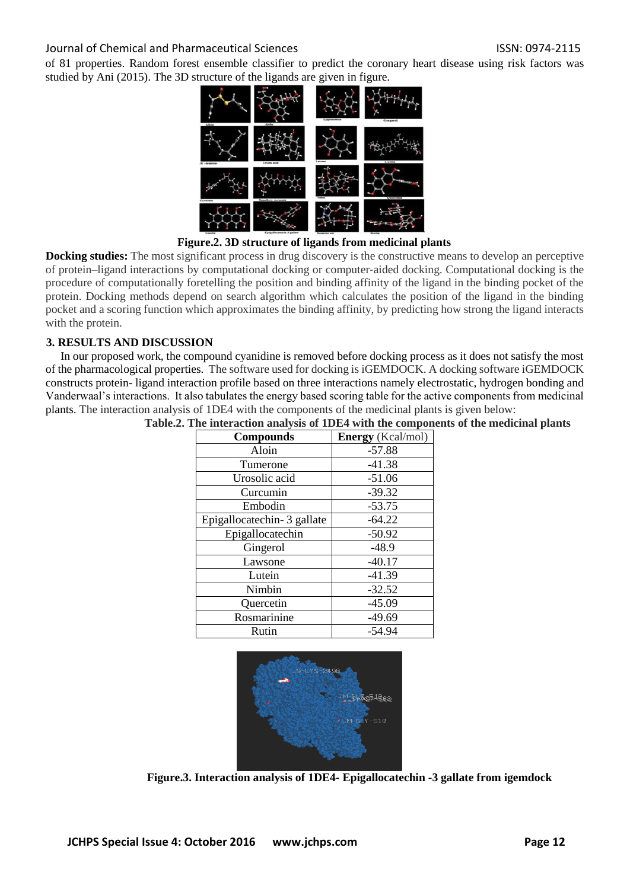of 81 properties. Random forest ensemble classifier to predict the coronary heart disease using risk factors was studied by Ani (2015). The 3D structure of the ligands are given in figure.

**Figure.2. 3D structure of ligands from medicinal plants**

**Docking studies:** The most significant process in drug discovery is the constructive means to develop an perceptive of protein–ligand interactions by computational docking or computer-aided docking. Computational docking is the procedure of computationally foretelling the position and binding affinity of the ligand in the binding pocket of the protein. Docking methods depend on search algorithm which calculates the position of the ligand in the binding pocket and a scoring function which approximates the binding affinity, by predicting how strong the ligand interacts with the protein.

## 3. RESULTS AND DISCUSSION

In our proposed work, the compound cyanidine is removed before docking process as it does not satisfy the most of the pharmacological properties. The software used for docking is iGEMDOCK. A docking software iGEMDOCK constructs protein- ligand interaction profile based on three interactions namely electrostatic, hydrogen bonding and Vanderwaal's interactions. It also tabulates the energy based scoring table for the active components from medicinal plants. The interaction analysis of 1DE4 with the components of the medicinal plants is given below:

**Table.2. The interaction analysis of 1DE4 with the components of the medicinal plants**

| **Compounds** | **Energy** (Kcal/mol) |
|---|---|
| Aloin | -57.88 |
| Tumerone | -41.38 |
| Urosolic acid | -51.06 |
| Curcumin | -39.32 |
| Embodin | -53.75 |
| Epigallocatechin- 3 gallate | -64.22 |
| Epigallocatechin | -50.92 |
| Gingerol | -48.9 |
| Lawsone | -40.17 |
| Lutein | -41.39 |
| Nimbin | -32.52 |
| Quercetin | -45.09 |
| Rosmarinine | -49.69 |
| Rutin | -54.94 |

**Figure.3. Interaction analysis of 1DE4- Epigallocatechin -3 gallate from igemdock**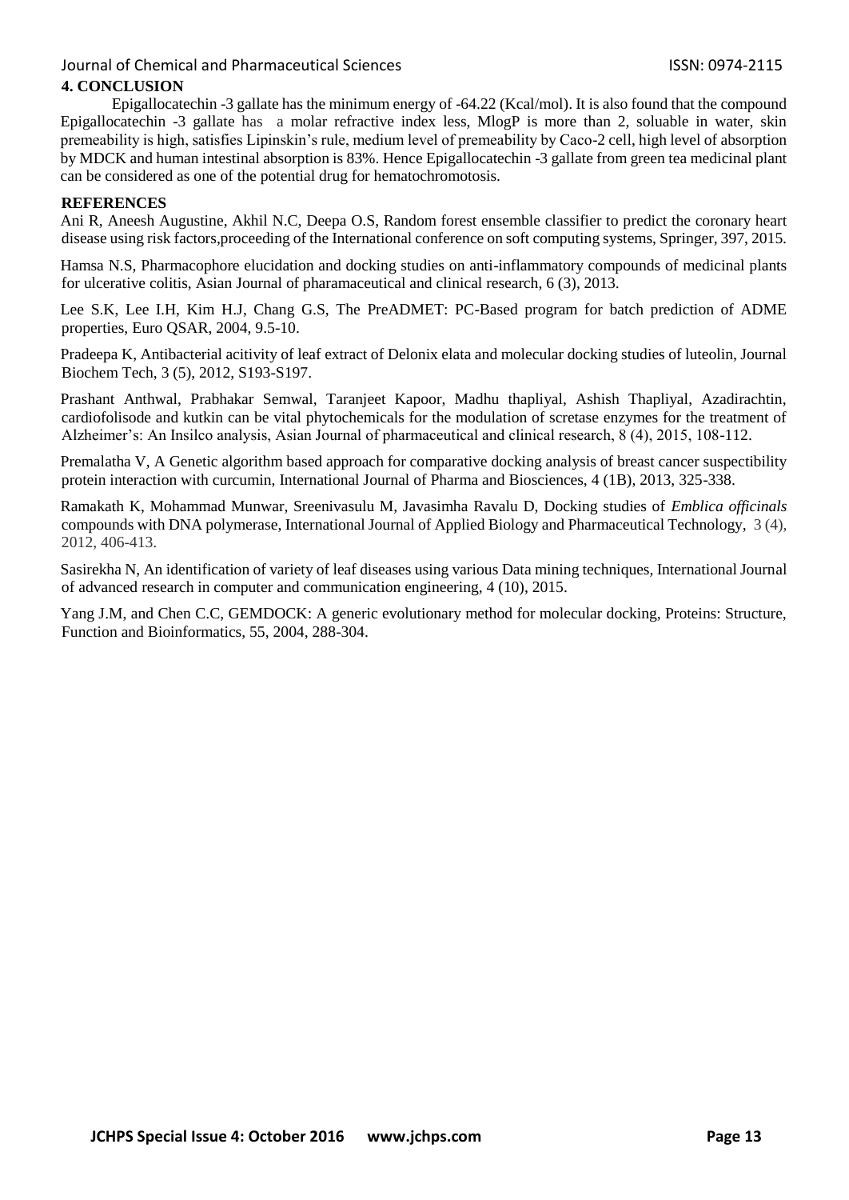## 4. CONCLUSION

Epigallocatechin -3 gallate has the minimum energy of -64.22 (Kcal/mol). It is also found that the compound Epigallocatechin -3 gallate has a molar refractive index less, MlogP is more than 2, soluable in water, skin premeability is high, satisfies Lipinskin's rule, medium level of premeability by Caco-2 cell, high level of absorption by MDCK and human intestinal absorption is 83%. Hence Epigallocatechin -3 gallate from green tea medicinal plant can be considered as one of the potential drug for hematochromotosis.

## REFERENCES

Ani R, Aneesh Augustine, Akhil N.C, Deepa O.S, Random forest ensemble classifier to predict the coronary heart disease using risk factors,proceeding of the International conference on soft computing systems, Springer, 397, 2015.

Hamsa N.S, Pharmacophore elucidation and docking studies on anti-inflammatory compounds of medicinal plants for ulcerative colitis, Asian Journal of pharamaceutical and clinical research, 6 (3), 2013.

Lee S.K, Lee I.H, Kim H.J, Chang G.S, The PreADMET: PC-Based program for batch prediction of ADME properties, Euro QSAR, 2004, 9.5-10.

Pradeepa K, Antibacterial acitivity of leaf extract of Delonix elata and molecular docking studies of luteolin, Journal Biochem Tech, 3 (5), 2012, S193-S197.

Prashant Anthwal, Prabhakar Semwal, Taranjeet Kapoor, Madhu thapliyal, Ashish Thapliyal, Azadirachtin, cardiofolisode and kutkin can be vital phytochemicals for the modulation of scretase enzymes for the treatment of Alzheimer's: An Insilco analysis, Asian Journal of pharmaceutical and clinical research, 8 (4), 2015, 108-112.

Premalatha V, A Genetic algorithm based approach for comparative docking analysis of breast cancer suspectibility protein interaction with curcumin, International Journal of Pharma and Biosciences, 4 (1B), 2013, 325-338.

Ramakath K, Mohammad Munwar, Sreenivasulu M, Javasimha Ravalu D, Docking studies of *Emblica officinals* compounds with DNA polymerase, International Journal of Applied Biology and Pharmaceutical Technology, 3 (4), 2012, 406-413.

Sasirekha N, An identification of variety of leaf diseases using various Data mining techniques, International Journal of advanced research in computer and communication engineering, 4 (10), 2015.

Yang J.M, and Chen C.C, GEMDOCK: A generic evolutionary method for molecular docking, Proteins: Structure, Function and Bioinformatics, 55, 2004, 288-304.